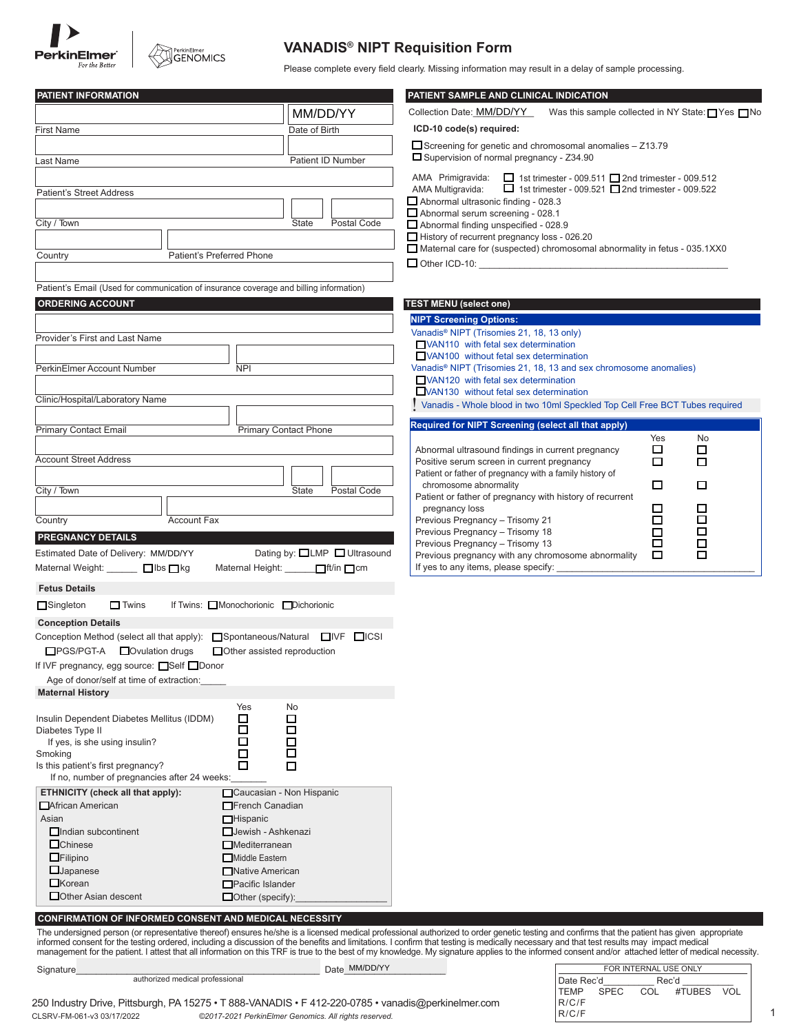PerkinElmer *For the Better* | PerkinElmer GENOMICS

# VANADIS® NIPT Requisition Form

Please complete every field clearly. Missing information may result in a delay of sample processing.

## PATIENT INFORMATION

First Name ____ Date of Birth MM/DD/YY

Last Name ____ Patient ID Number ____

Patient's Street Address ____

City / Town ____ State ____ Postal Code ____

Country ____ Patient's Preferred Phone ____

Patient's Email (Used for communication of insurance coverage and billing information) ____

## ORDERING ACCOUNT

Provider's First and Last Name ____

PerkinElmer Account Number ____ NPI ____

Clinic/Hospital/Laboratory Name ____

Primary Contact Email ____ Primary Contact Phone ____

Account Street Address ____

City / Town ____ State ____ Postal Code ____

Country ____ Account Fax ____

## PREGNANCY DETAILS

Estimated Date of Delivery: MM/DD/YY     Dating by: ☐LMP ☐Ultrasound

Maternal Weight: ______ ☐lbs ☐kg     Maternal Height: ______ ☐ft/in ☐cm

### Fetus Details

☐Singleton ☐Twins     If Twins: ☐Monochorionic ☐Dichorionic

### Conception Details

Conception Method (select all that apply): ☐Spontaneous/Natural ☐IVF ☐ICSI ☐PGS/PGT-A ☐Ovulation drugs ☐Other assisted reproduction

If IVF pregnancy, egg source: ☐Self ☐Donor

Age of donor/self at time of extraction:_____

### Maternal History

| | Yes | No |
|---|---|---|
| Insulin Dependent Diabetes Mellitus (IDDM) | ☐ | ☐ |
| Diabetes Type II | ☐ | ☐ |
| If yes, is she using insulin? | ☐ | ☐ |
| Smoking | ☐ | ☐ |
| Is this patient's first pregnancy? | ☐ | ☐ |

If no, number of pregnancies after 24 weeks:_______

### ETHNICITY (check all that apply):

- ☐African American
- Asian
  - ☐Indian subcontinent
  - ☐Chinese
  - ☐Filipino
  - ☐Japanese
  - ☐Korean
  - ☐Other Asian descent
- ☐Caucasian - Non Hispanic
- ☐French Canadian
- ☐Hispanic
- ☐Jewish - Ashkenazi
- ☐Mediterranean
- ☐Middle Eastern
- ☐Native American
- ☐Pacific Islander
- ☐Other (specify):_______________

## PATIENT SAMPLE AND CLINICAL INDICATION

Collection Date: MM/DD/YY     Was this sample collected in NY State: ☐Yes ☐No

**ICD-10 code(s) required:**

☐Screening for genetic and chromosomal anomalies – Z13.79
☐Supervision of normal pregnancy - Z34.90

AMA Primigravida: ☐ 1st trimester - 009.511 ☐ 2nd trimester - 009.512
AMA Multigravida: ☐ 1st trimester - 009.521 ☐ 2nd trimester - 009.522

☐ Abnormal ultrasonic finding - 028.3
☐ Abnormal serum screening - 028.1
☐ Abnormal finding unspecified - 028.9
☐ History of recurrent pregnancy loss - 026.20
☐ Maternal care for (suspected) chromosomal abnormality in fetus - 035.1XX0
☐ Other ICD-10: ______________________________

## TEST MENU (select one)

**NIPT Screening Options:**

Vanadis® NIPT (Trisomies 21, 18, 13 only)
- ☐VAN110 with fetal sex determination
- ☐VAN100 without fetal sex determination

Vanadis® NIPT (Trisomies 21, 18, 13 and sex chromosome anomalies)
- ☐VAN120 with fetal sex determination
- ☐VAN130 without fetal sex determination

! Vanadis - Whole blood in two 10ml Speckled Top Cell Free BCT Tubes required

**Required for NIPT Screening (select all that apply)**

| | Yes | No |
|---|---|---|
| Abnormal ultrasound findings in current pregnancy | ☐ | ☐ |
| Positive serum screen in current pregnancy | ☐ | ☐ |
| Patient or father of pregnancy with a family history of chromosome abnormality | ☐ | ☐ |
| Patient or father of pregnancy with history of recurrent pregnancy loss | ☐ | ☐ |
| Previous Pregnancy – Trisomy 21 | ☐ | ☐ |
| Previous Pregnancy – Trisomy 18 | ☐ | ☐ |
| Previous Pregnancy – Trisomy 13 | ☐ | ☐ |
| Previous pregnancy with any chromosome abnormality | ☐ | ☐ |

If yes to any items, please specify: ______________________________

## CONFIRMATION OF INFORMED CONSENT AND MEDICAL NECESSITY

The undersigned person (or representative thereof) ensures he/she is a licensed medical professional authorized to order genetic testing and confirms that the patient has given appropriate informed consent for the testing ordered, including a discussion of the benefits and limitations. I confirm that testing is medically necessary and that test results may impact medical management for the patient. I attest that all information on this TRF is true to the best of my knowledge. My signature applies to the informed consent and/or attached letter of medical necessity.

Signature______________________________ Date MM/DD/YY
authorized medical professional

| FOR INTERNAL USE ONLY | | | | |
|---|---|---|---|---|
| Date Rec'd________ | Rec'd ________ | | | |
| TEMP | SPEC | COL | #TUBES | VOL |
| R/C/F | | | | |
| R/C/F | | | | |

250 Industry Drive, Pittsburgh, PA 15275 • T 888-VANADIS • F 412-220-0785 • vanadis@perkinelmer.com

CLSRV-FM-061-v3 03/17/2022     ©2017-2021 PerkinElmer Genomics. All rights reserved.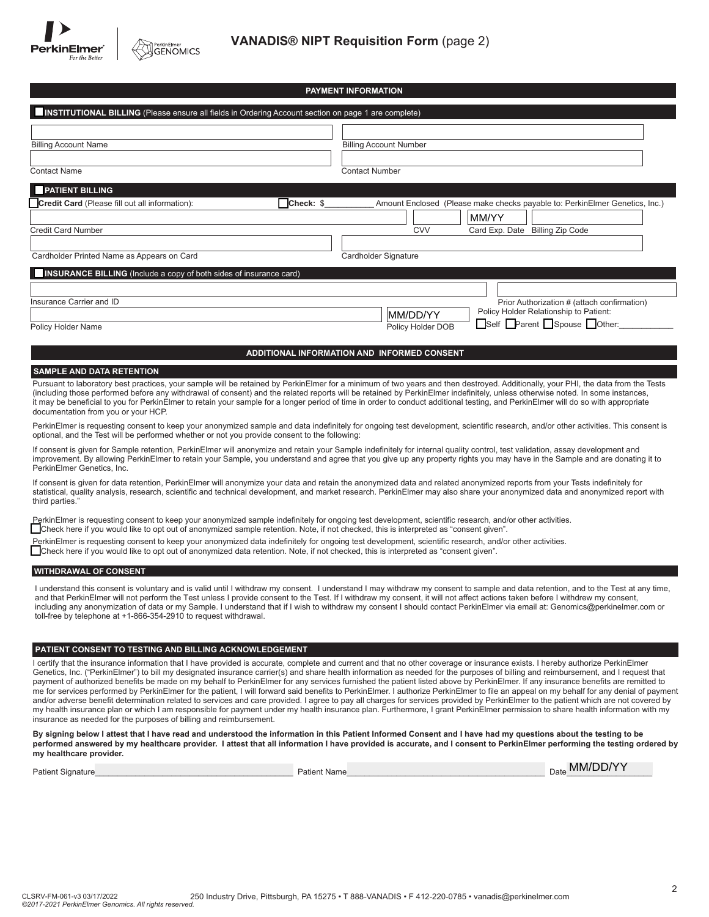# VANADIS® NIPT Requisition Form (page 2)

## PAYMENT INFORMATION

### ☐ INSTITUTIONAL BILLING (Please ensure all fields in Ordering Account section on page 1 are complete)

Billing Account Name

Billing Account Number

Contact Name

Contact Number

### ☐ PATIENT BILLING

☐ **Credit Card** (Please fill out all information):

☐ **Check:** $__________ Amount Enclosed (Please make checks payable to: PerkinElmer Genetics, Inc.)

Credit Card Number

CVV

MM/YY
Card Exp. Date

Billing Zip Code

Cardholder Printed Name as Appears on Card

Cardholder Signature

### ☐ INSURANCE BILLING (Include a copy of both sides of insurance card)

Insurance Carrier and ID

Prior Authorization # (attach confirmation)

Policy Holder Name

MM/DD/YY
Policy Holder DOB

Policy Holder Relationship to Patient:
☐ Self ☐ Parent ☐ Spouse ☐ Other:___________

## ADDITIONAL INFORMATION AND INFORMED CONSENT

### SAMPLE AND DATA RETENTION

Pursuant to laboratory best practices, your sample will be retained by PerkinElmer for a minimum of two years and then destroyed. Additionally, your PHI, the data from the Tests (including those performed before any withdrawal of consent) and the related reports will be retained by PerkinElmer indefinitely, unless otherwise noted. In some instances, it may be beneficial to you for PerkinElmer to retain your sample for a longer period of time in order to conduct additional testing, and PerkinElmer will do so with appropriate documentation from you or your HCP.

PerkinElmer is requesting consent to keep your anonymized sample and data indefinitely for ongoing test development, scientific research, and/or other activities. This consent is optional, and the Test will be performed whether or not you provide consent to the following:

If consent is given for Sample retention, PerkinElmer will anonymize and retain your Sample indefinitely for internal quality control, test validation, assay development and improvement. By allowing PerkinElmer to retain your Sample, you understand and agree that you give up any property rights you may have in the Sample and are donating it to PerkinElmer Genetics, Inc.

If consent is given for data retention, PerkinElmer will anonymize your data and retain the anonymized data and related anonymized reports from your Tests indefinitely for statistical, quality analysis, research, scientific and technical development, and market research. PerkinElmer may also share your anonymized data and anonymized report with third parties."

PerkinElmer is requesting consent to keep your anonymized sample indefinitely for ongoing test development, scientific research, and/or other activities.
☐ Check here if you would like to opt out of anonymized sample retention. Note, if not checked, this is interpreted as "consent given".

PerkinElmer is requesting consent to keep your anonymized data indefinitely for ongoing test development, scientific research, and/or other activities.
☐ Check here if you would like to opt out of anonymized data retention. Note, if not checked, this is interpreted as "consent given".

### WITHDRAWAL OF CONSENT

I understand this consent is voluntary and is valid until I withdraw my consent. I understand I may withdraw my consent to sample and data retention, and to the Test at any time, and that PerkinElmer will not perform the Test unless I provide consent to the Test. If I withdraw my consent, it will not affect actions taken before I withdrew my consent, including any anonymization of data or my Sample. I understand that if I wish to withdraw my consent I should contact PerkinElmer via email at: Genomics@perkinelmer.com or toll-free by telephone at +1-866-354-2910 to request withdrawal.

### PATIENT CONSENT TO TESTING AND BILLING ACKNOWLEDGEMENT

I certify that the insurance information that I have provided is accurate, complete and current and that no other coverage or insurance exists. I hereby authorize PerkinElmer Genetics, Inc. ("PerkinElmer") to bill my designated insurance carrier(s) and share health information as needed for the purposes of billing and reimbursement, and I request that payment of authorized benefits be made on my behalf to PerkinElmer for any services furnished the patient listed above by PerkinElmer. If any insurance benefits are remitted to me for services performed by PerkinElmer for the patient, I will forward said benefits to PerkinElmer. I authorize PerkinElmer to file an appeal on my behalf for any denial of payment and/or adverse benefit determination related to services and care provided. I agree to pay all charges for services provided by PerkinElmer to the patient which are not covered by my health insurance plan or which I am responsible for payment under my health insurance plan. Furthermore, I grant PerkinElmer permission to share health information with my insurance as needed for the purposes of billing and reimbursement.

**By signing below I attest that I have read and understood the information in this Patient Informed Consent and I have had my questions about the testing to be performed answered by my healthcare provider. I attest that all information I have provided is accurate, and I consent to PerkinElmer performing the testing ordered by my healthcare provider.**

Patient Signature________________________________ Patient Name________________________________ Date MM/DD/YY

CLSRV-FM-061-v3 03/17/2022
*©2017-2021 PerkinElmer Genomics. All rights reserved.*

250 Industry Drive, Pittsburgh, PA 15275 • T 888-VANADIS • F 412-220-0785 • vanadis@perkinelmer.com